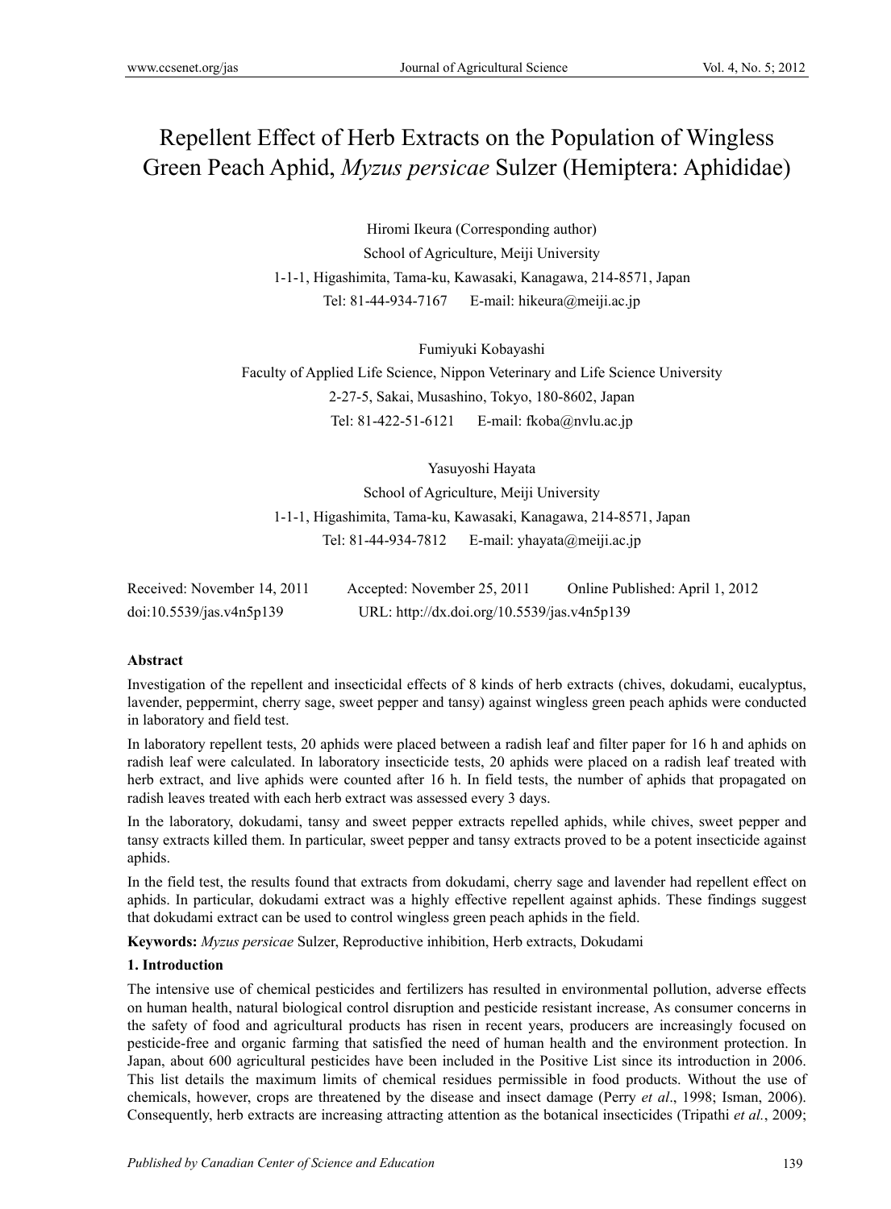# Repellent Effect of Herb Extracts on the Population of Wingless Green Peach Aphid, *Myzus persicae* Sulzer (Hemiptera: Aphididae)

Hiromi Ikeura (Corresponding author)
School of Agriculture, Meiji University
1-1-1, Higashimita, Tama-ku, Kawasaki, Kanagawa, 214-8571, Japan
Tel: 81-44-934-7167 E-mail: hikeura@meiji.ac.jp

Fumiyuki Kobayashi
Faculty of Applied Life Science, Nippon Veterinary and Life Science University
2-27-5, Sakai, Musashino, Tokyo, 180-8602, Japan
Tel: 81-422-51-6121 E-mail: fkoba@nvlu.ac.jp

Yasuyoshi Hayata
School of Agriculture, Meiji University
1-1-1, Higashimita, Tama-ku, Kawasaki, Kanagawa, 214-8571, Japan
Tel: 81-44-934-7812 E-mail: yhayata@meiji.ac.jp

Received: November 14, 2011 Accepted: November 25, 2011 Online Published: April 1, 2012
doi:10.5539/jas.v4n5p139 URL: http://dx.doi.org/10.5539/jas.v4n5p139

**Abstract**

Investigation of the repellent and insecticidal effects of 8 kinds of herb extracts (chives, dokudami, eucalyptus, lavender, peppermint, cherry sage, sweet pepper and tansy) against wingless green peach aphids were conducted in laboratory and field test.

In laboratory repellent tests, 20 aphids were placed between a radish leaf and filter paper for 16 h and aphids on radish leaf were calculated. In laboratory insecticide tests, 20 aphids were placed on a radish leaf treated with herb extract, and live aphids were counted after 16 h. In field tests, the number of aphids that propagated on radish leaves treated with each herb extract was assessed every 3 days.

In the laboratory, dokudami, tansy and sweet pepper extracts repelled aphids, while chives, sweet pepper and tansy extracts killed them. In particular, sweet pepper and tansy extracts proved to be a potent insecticide against aphids.

In the field test, the results found that extracts from dokudami, cherry sage and lavender had repellent effect on aphids. In particular, dokudami extract was a highly effective repellent against aphids. These findings suggest that dokudami extract can be used to control wingless green peach aphids in the field.

**Keywords:** *Myzus persicae* Sulzer, Reproductive inhibition, Herb extracts, Dokudami

## 1. Introduction

The intensive use of chemical pesticides and fertilizers has resulted in environmental pollution, adverse effects on human health, natural biological control disruption and pesticide resistant increase, As consumer concerns in the safety of food and agricultural products has risen in recent years, producers are increasingly focused on pesticide-free and organic farming that satisfied the need of human health and the environment protection. In Japan, about 600 agricultural pesticides have been included in the Positive List since its introduction in 2006. This list details the maximum limits of chemical residues permissible in food products. Without the use of chemicals, however, crops are threatened by the disease and insect damage (Perry *et al*., 1998; Isman, 2006). Consequently, herb extracts are increasing attracting attention as the botanical insecticides (Tripathi *et al.*, 2009;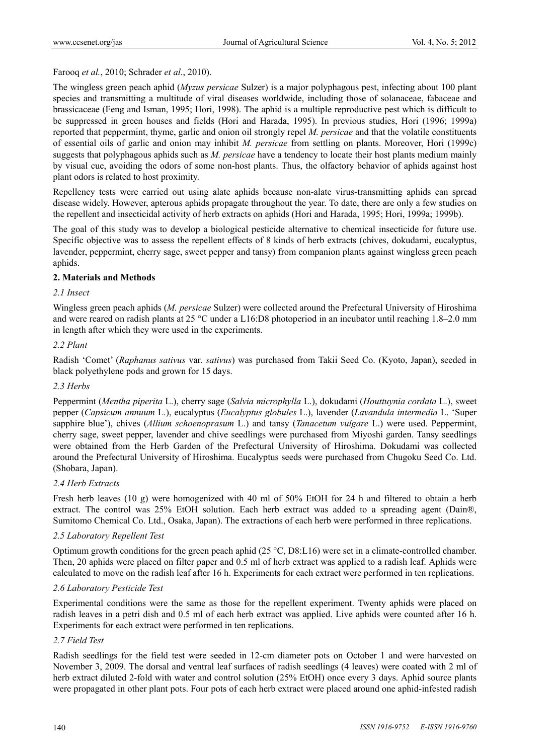Farooq *et al.*, 2010; Schrader *et al.*, 2010).

The wingless green peach aphid (*Myzus persicae* Sulzer) is a major polyphagous pest, infecting about 100 plant species and transmitting a multitude of viral diseases worldwide, including those of solanaceae, fabaceae and brassicaceae (Feng and Isman, 1995; Hori, 1998). The aphid is a multiple reproductive pest which is difficult to be suppressed in green houses and fields (Hori and Harada, 1995). In previous studies, Hori (1996; 1999a) reported that peppermint, thyme, garlic and onion oil strongly repel *M. persicae* and that the volatile constituents of essential oils of garlic and onion may inhibit *M. persicae* from settling on plants. Moreover, Hori (1999c) suggests that polyphagous aphids such as *M. persicae* have a tendency to locate their host plants medium mainly by visual cue, avoiding the odors of some non-host plants. Thus, the olfactory behavior of aphids against host plant odors is related to host proximity.

Repellency tests were carried out using alate aphids because non-alate virus-transmitting aphids can spread disease widely. However, apterous aphids propagate throughout the year. To date, there are only a few studies on the repellent and insecticidal activity of herb extracts on aphids (Hori and Harada, 1995; Hori, 1999a; 1999b).

The goal of this study was to develop a biological pesticide alternative to chemical insecticide for future use. Specific objective was to assess the repellent effects of 8 kinds of herb extracts (chives, dokudami, eucalyptus, lavender, peppermint, cherry sage, sweet pepper and tansy) from companion plants against wingless green peach aphids.

## 2. Materials and Methods

### *2.1 Insect*

Wingless green peach aphids (*M. persicae* Sulzer) were collected around the Prefectural University of Hiroshima and were reared on radish plants at 25 °C under a L16:D8 photoperiod in an incubator until reaching 1.8–2.0 mm in length after which they were used in the experiments.

### *2.2 Plant*

Radish 'Comet' (*Raphanus sativus* var. *sativus*) was purchased from Takii Seed Co. (Kyoto, Japan), seeded in black polyethylene pods and grown for 15 days.

### *2.3 Herbs*

Peppermint (*Mentha piperita* L.), cherry sage (*Salvia microphylla* L.), dokudami (*Houttuynia cordata* L.), sweet pepper (*Capsicum annuum* L.), eucalyptus (*Eucalyptus globules* L.), lavender (*Lavandula intermedia* L. 'Super sapphire blue'), chives (*Allium schoenoprasum* L.) and tansy (*Tanacetum vulgare* L.) were used. Peppermint, cherry sage, sweet pepper, lavender and chive seedlings were purchased from Miyoshi garden. Tansy seedlings were obtained from the Herb Garden of the Prefectural University of Hiroshima. Dokudami was collected around the Prefectural University of Hiroshima. Eucalyptus seeds were purchased from Chugoku Seed Co. Ltd. (Shobara, Japan).

### *2.4 Herb Extracts*

Fresh herb leaves (10 g) were homogenized with 40 ml of 50% EtOH for 24 h and filtered to obtain a herb extract. The control was 25% EtOH solution. Each herb extract was added to a spreading agent (Dain®, Sumitomo Chemical Co. Ltd., Osaka, Japan). The extractions of each herb were performed in three replications.

### *2.5 Laboratory Repellent Test*

Optimum growth conditions for the green peach aphid (25 °C, D8:L16) were set in a climate-controlled chamber. Then, 20 aphids were placed on filter paper and 0.5 ml of herb extract was applied to a radish leaf. Aphids were calculated to move on the radish leaf after 16 h. Experiments for each extract were performed in ten replications.

### *2.6 Laboratory Pesticide Test*

Experimental conditions were the same as those for the repellent experiment. Twenty aphids were placed on radish leaves in a petri dish and 0.5 ml of each herb extract was applied. Live aphids were counted after 16 h. Experiments for each extract were performed in ten replications.

### *2.7 Field Test*

Radish seedlings for the field test were seeded in 12-cm diameter pots on October 1 and were harvested on November 3, 2009. The dorsal and ventral leaf surfaces of radish seedlings (4 leaves) were coated with 2 ml of herb extract diluted 2-fold with water and control solution (25% EtOH) once every 3 days. Aphid source plants were propagated in other plant pots. Four pots of each herb extract were placed around one aphid-infested radish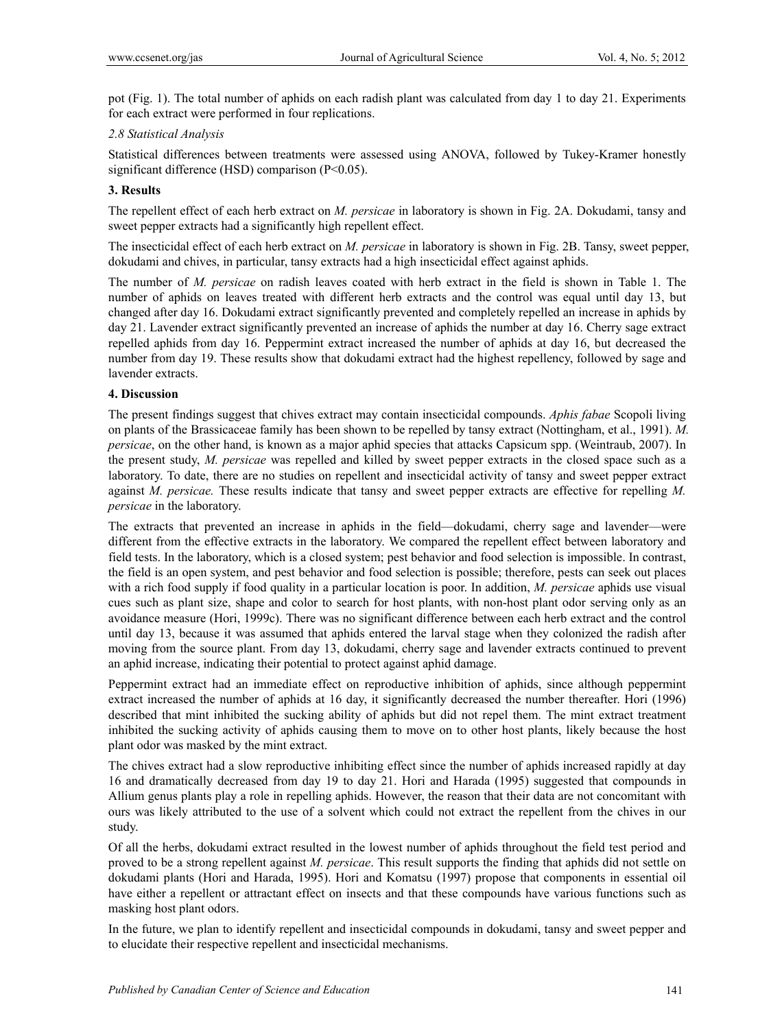pot (Fig. 1). The total number of aphids on each radish plant was calculated from day 1 to day 21. Experiments for each extract were performed in four replications.

*2.8 Statistical Analysis*

Statistical differences between treatments were assessed using ANOVA, followed by Tukey-Kramer honestly significant difference (HSD) comparison ($P<0.05$).

## 3. Results

The repellent effect of each herb extract on *M. persicae* in laboratory is shown in Fig. 2A. Dokudami, tansy and sweet pepper extracts had a significantly high repellent effect.

The insecticidal effect of each herb extract on *M. persicae* in laboratory is shown in Fig. 2B. Tansy, sweet pepper, dokudami and chives, in particular, tansy extracts had a high insecticidal effect against aphids.

The number of *M. persicae* on radish leaves coated with herb extract in the field is shown in Table 1. The number of aphids on leaves treated with different herb extracts and the control was equal until day 13, but changed after day 16. Dokudami extract significantly prevented and completely repelled an increase in aphids by day 21. Lavender extract significantly prevented an increase of aphids the number at day 16. Cherry sage extract repelled aphids from day 16. Peppermint extract increased the number of aphids at day 16, but decreased the number from day 19. These results show that dokudami extract had the highest repellency, followed by sage and lavender extracts.

## 4. Discussion

The present findings suggest that chives extract may contain insecticidal compounds. *Aphis fabae* Scopoli living on plants of the Brassicaceae family has been shown to be repelled by tansy extract (Nottingham, et al., 1991). *M. persicae*, on the other hand, is known as a major aphid species that attacks Capsicum spp. (Weintraub, 2007). In the present study, *M. persicae* was repelled and killed by sweet pepper extracts in the closed space such as a laboratory. To date, there are no studies on repellent and insecticidal activity of tansy and sweet pepper extract against *M. persicae.* These results indicate that tansy and sweet pepper extracts are effective for repelling *M. persicae* in the laboratory.

The extracts that prevented an increase in aphids in the field—dokudami, cherry sage and lavender—were different from the effective extracts in the laboratory. We compared the repellent effect between laboratory and field tests. In the laboratory, which is a closed system; pest behavior and food selection is impossible. In contrast, the field is an open system, and pest behavior and food selection is possible; therefore, pests can seek out places with a rich food supply if food quality in a particular location is poor. In addition, *M. persicae* aphids use visual cues such as plant size, shape and color to search for host plants, with non-host plant odor serving only as an avoidance measure (Hori, 1999c). There was no significant difference between each herb extract and the control until day 13, because it was assumed that aphids entered the larval stage when they colonized the radish after moving from the source plant. From day 13, dokudami, cherry sage and lavender extracts continued to prevent an aphid increase, indicating their potential to protect against aphid damage.

Peppermint extract had an immediate effect on reproductive inhibition of aphids, since although peppermint extract increased the number of aphids at 16 day, it significantly decreased the number thereafter. Hori (1996) described that mint inhibited the sucking ability of aphids but did not repel them. The mint extract treatment inhibited the sucking activity of aphids causing them to move on to other host plants, likely because the host plant odor was masked by the mint extract.

The chives extract had a slow reproductive inhibiting effect since the number of aphids increased rapidly at day 16 and dramatically decreased from day 19 to day 21. Hori and Harada (1995) suggested that compounds in Allium genus plants play a role in repelling aphids. However, the reason that their data are not concomitant with ours was likely attributed to the use of a solvent which could not extract the repellent from the chives in our study.

Of all the herbs, dokudami extract resulted in the lowest number of aphids throughout the field test period and proved to be a strong repellent against *M. persicae*. This result supports the finding that aphids did not settle on dokudami plants (Hori and Harada, 1995). Hori and Komatsu (1997) propose that components in essential oil have either a repellent or attractant effect on insects and that these compounds have various functions such as masking host plant odors.

In the future, we plan to identify repellent and insecticidal compounds in dokudami, tansy and sweet pepper and to elucidate their respective repellent and insecticidal mechanisms.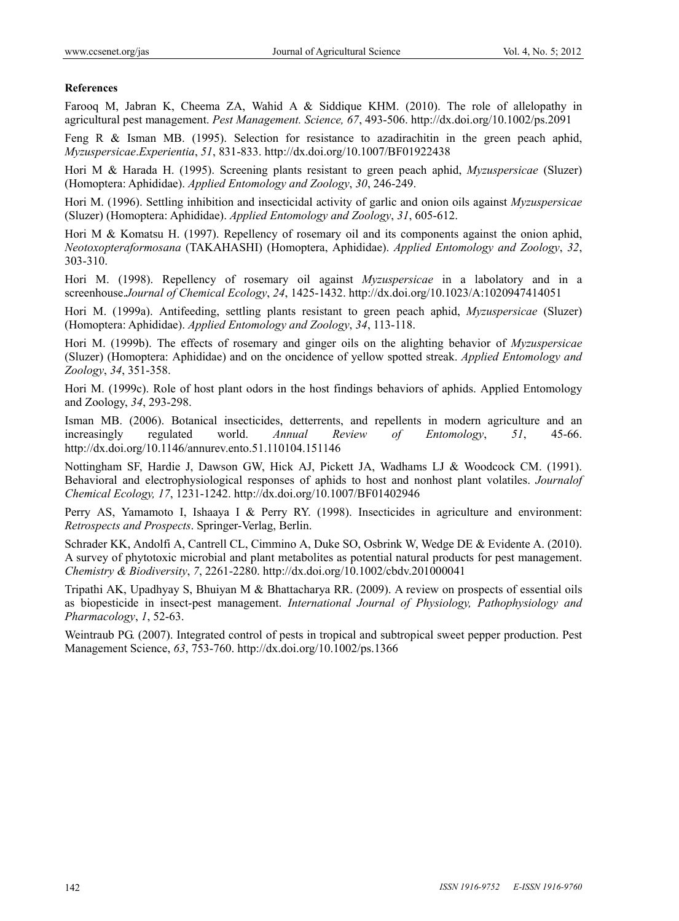**References**

Farooq M, Jabran K, Cheema ZA, Wahid A & Siddique KHM. (2010). The role of allelopathy in agricultural pest management. *Pest Management. Science, 67*, 493-506. http://dx.doi.org/10.1002/ps.2091

Feng R & Isman MB. (1995). Selection for resistance to azadirachitin in the green peach aphid, *Myzuspersicae*.*Experientia*, *51*, 831-833. http://dx.doi.org/10.1007/BF01922438

Hori M & Harada H. (1995). Screening plants resistant to green peach aphid, *Myzuspersicae* (Sluzer) (Homoptera: Aphididae). *Applied Entomology and Zoology*, *30*, 246-249.

Hori M. (1996). Settling inhibition and insecticidal activity of garlic and onion oils against *Myzuspersicae* (Sluzer) (Homoptera: Aphididae). *Applied Entomology and Zoology*, *31*, 605-612.

Hori M & Komatsu H. (1997). Repellency of rosemary oil and its components against the onion aphid, *Neotoxopteraformosana* (TAKAHASHI) (Homoptera, Aphididae). *Applied Entomology and Zoology*, *32*, 303-310.

Hori M. (1998). Repellency of rosemary oil against *Myzuspersicae* in a labolatory and in a screenhouse.*Journal of Chemical Ecology*, *24*, 1425-1432. http://dx.doi.org/10.1023/A:1020947414051

Hori M. (1999a). Antifeeding, settling plants resistant to green peach aphid, *Myzuspersicae* (Sluzer) (Homoptera: Aphididae). *Applied Entomology and Zoology*, *34*, 113-118.

Hori M. (1999b). The effects of rosemary and ginger oils on the alighting behavior of *Myzuspersicae* (Sluzer) (Homoptera: Aphididae) and on the oncidence of yellow spotted streak. *Applied Entomology and Zoology*, *34*, 351-358.

Hori M. (1999c). Role of host plant odors in the host findings behaviors of aphids. Applied Entomology and Zoology, *34*, 293-298.

Isman MB. (2006). Botanical insecticides, detterrents, and repellents in modern agriculture and an increasingly regulated world. *Annual Review of Entomology*, *51*, 45-66. http://dx.doi.org/10.1146/annurev.ento.51.110104.151146

Nottingham SF, Hardie J, Dawson GW, Hick AJ, Pickett JA, Wadhams LJ & Woodcock CM. (1991). Behavioral and electrophysiological responses of aphids to host and nonhost plant volatiles. *Journalof Chemical Ecology, 17*, 1231-1242. http://dx.doi.org/10.1007/BF01402946

Perry AS, Yamamoto I, Ishaaya I & Perry RY. (1998). Insecticides in agriculture and environment: *Retrospects and Prospects*. Springer-Verlag, Berlin.

Schrader KK, Andolfi A, Cantrell CL, Cimmino A, Duke SO, Osbrink W, Wedge DE & Evidente A. (2010). A survey of phytotoxic microbial and plant metabolites as potential natural products for pest management. *Chemistry & Biodiversity*, *7*, 2261-2280. http://dx.doi.org/10.1002/cbdv.201000041

Tripathi AK, Upadhyay S, Bhuiyan M & Bhattacharya RR. (2009). A review on prospects of essential oils as biopesticide in insect-pest management. *International Journal of Physiology, Pathophysiology and Pharmacology*, *1*, 52-63.

Weintraub PG. (2007). Integrated control of pests in tropical and subtropical sweet pepper production. Pest Management Science, *63*, 753-760. http://dx.doi.org/10.1002/ps.1366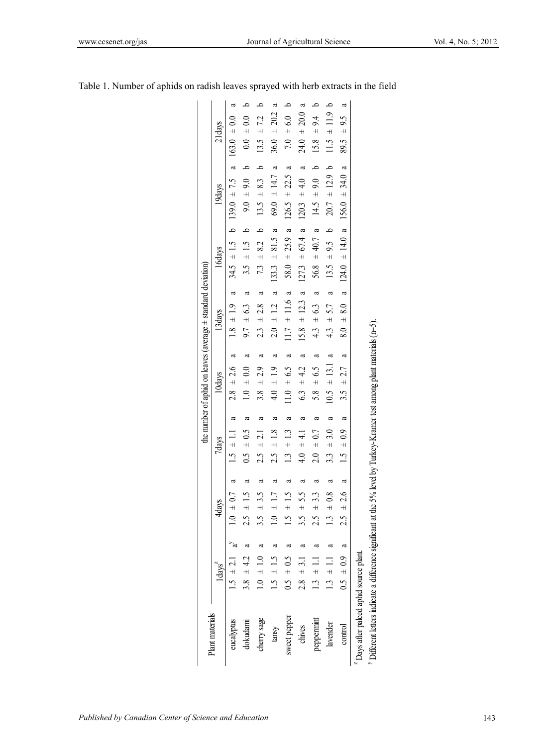Table 1. Number of aphids on radish leaves sprayed with herb extracts in the field

| Plant materials | the number of aphid on leaves (average ± standard deviation) | | | | | | | |
|---|---|---|---|---|---|---|---|---|
| | 1days[z] | 4days | 7days | 10days | 13days | 16days | 19days | 21days |
| eucalyptus | 1.5 ± 2.1 a[y] | 1.0 ± 0.7 a | 1.5 ± 1.1 a | 2.8 ± 2.6 a | 1.8 ± 1.9 a | 34.5 ± 1.5 b | 139.0 ± 7.5 a | 163.0 ± 0.0 a |
| dokudami | 3.8 ± 4.2 a | 2.5 ± 1.5 a | 0.5 ± 0.5 a | 1.0 ± 0.0 a | 9.7 ± 6.3 a | 3.5 ± 1.5 b | 9.0 ± 9.0 b | 0.0 ± 0.0 b |
| cherry sage | 1.0 ± 1.0 a | 3.5 ± 3.5 a | 2.5 ± 2.1 a | 3.8 ± 2.9 a | 2.3 ± 2.8 a | 7.3 ± 8.2 b | 13.5 ± 8.3 b | 13.5 ± 7.2 b |
| tansy | 1.5 ± 1.5 a | 1.0 ± 1.7 a | 2.5 ± 1.8 a | 4.0 ± 1.9 a | 2.0 ± 1.2 a | 133.3 ± 81.5 a | 69.0 ± 14.7 a | 36.0 ± 20.2 a |
| sweet pepper | 0.5 ± 0.5 a | 1.5 ± 1.5 a | 1.3 ± 1.3 a | 11.0 ± 6.5 a | 11.7 ± 11.6 a | 58.0 ± 25.9 a | 126.5 ± 22.5 a | 7.0 ± 6.0 b |
| chives | 2.8 ± 3.1 a | 3.5 ± 5.5 a | 4.0 ± 4.1 a | 6.3 ± 4.2 a | 15.8 ± 12.3 a | 127.3 ± 67.4 a | 120.3 ± 4.0 a | 24.0 ± 20.0 a |
| peppermint | 1.3 ± 1.1 a | 2.5 ± 3.3 a | 2.0 ± 0.7 a | 5.8 ± 6.5 a | 4.3 ± 6.3 a | 56.8 ± 40.7 a | 14.5 ± 9.0 b | 15.8 ± 9.4 b |
| lavender | 1.3 ± 1.1 a | 1.3 ± 0.8 a | 3.3 ± 3.0 a | 10.5 ± 13.1 a | 4.3 ± 5.7 a | 13.5 ± 9.5 b | 20.7 ± 12.9 b | 11.5 ± 11.9 b |
| control | 0.5 ± 0.9 a | 2.5 ± 2.6 a | 1.5 ± 0.9 a | 3.5 ± 2.7 a | 8.0 ± 8.0 a | 124.0 ± 14.0 a | 156.0 ± 34.0 a | 89.5 ± 9.5 a |

[z] Days after palced aphid source plant.

[y] Different letters indicate a difference significant at the 5% level by Turkey-Kramer test among plant materials (n=5).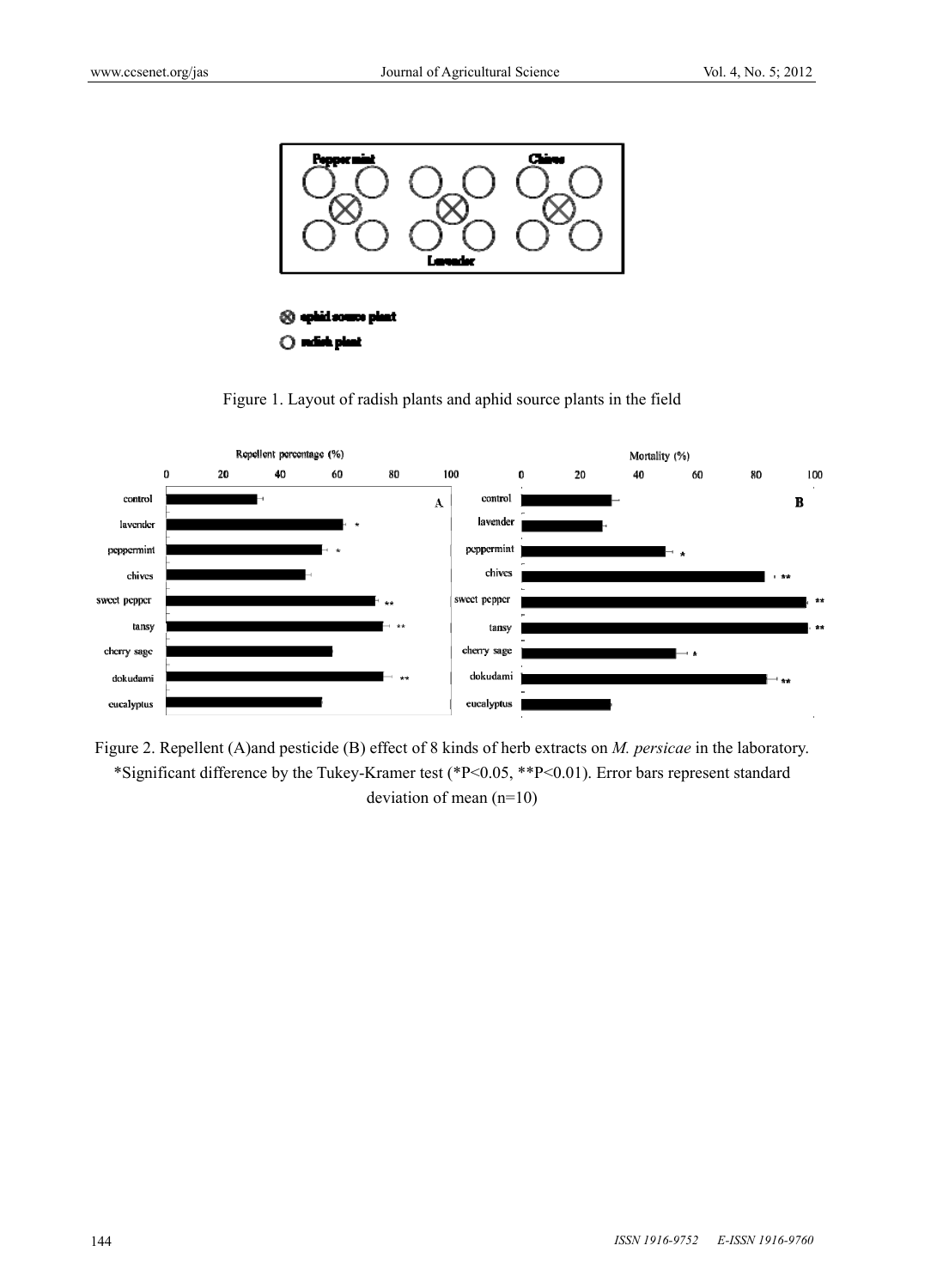Pepper mint

Chives

Lavender

aphid source plant

radish plant

Figure 1. Layout of radish plants and aphid source plants in the field

A

Repellent percentage (%)

0 20 40 60 80 100

control

lavender *

peppermint *

chives

sweet pepper **

tansy **

cherry sage

dokudami **

eucalyptus

B

Mortality (%)

0 20 40 60 80 100

control

lavender

peppermint *

chives **

sweet pepper **

tansy **

cherry sage *

dokudami **

eucalyptus

Figure 2. Repellent (A)and pesticide (B) effect of 8 kinds of herb extracts on *M. persicae* in the laboratory. *Significant difference by the Tukey-Kramer test (*P<0.05, **P<0.01). Error bars represent standard deviation of mean (n=10)